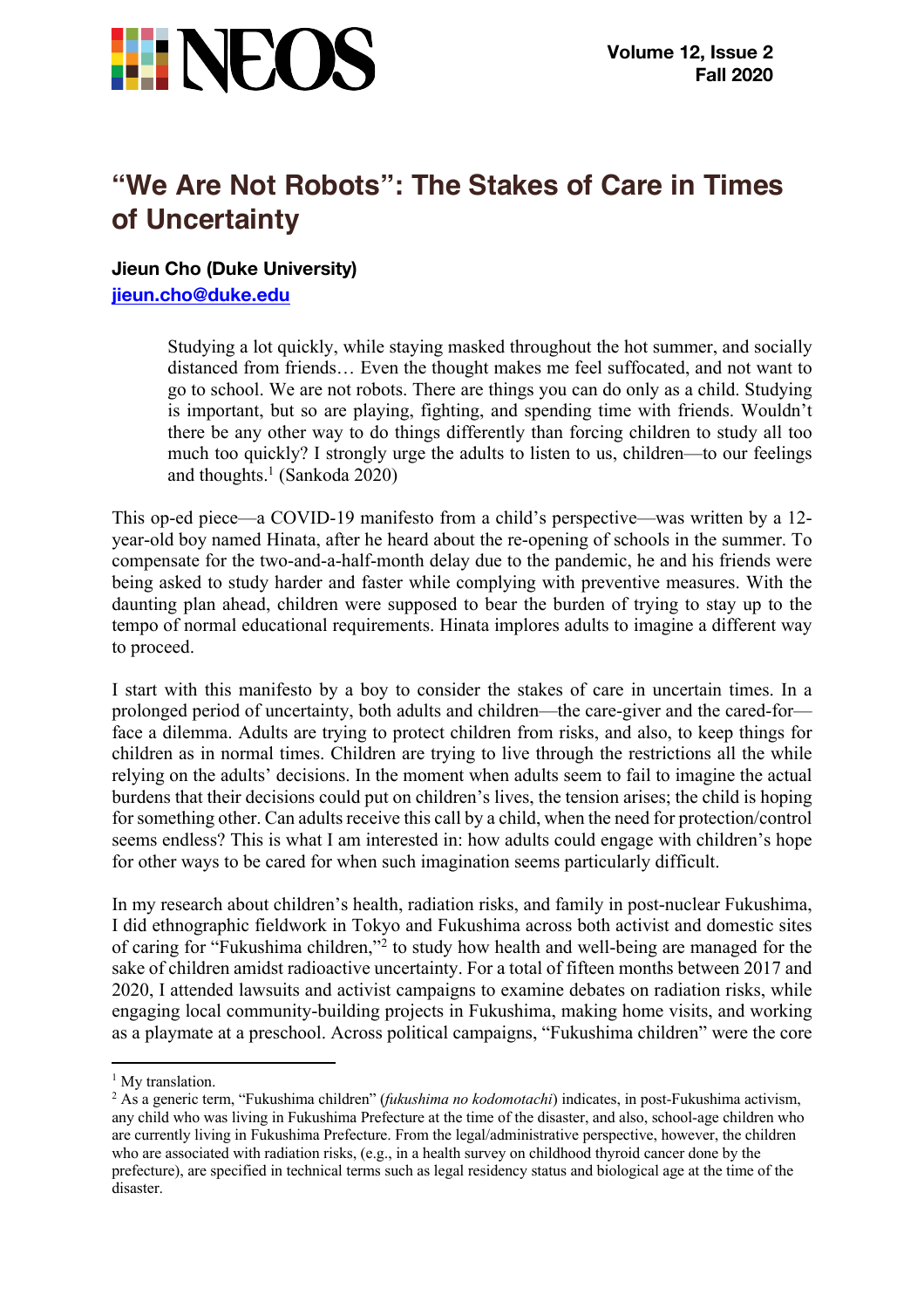# "We Are Not Robots": The Stakes of Care in Times of Uncertainty

**Jieun Cho (Duke University)**
**jieun.cho@duke.edu**

> Studying a lot quickly, while staying masked throughout the hot summer, and socially distanced from friends… Even the thought makes me feel suffocated, and not want to go to school. We are not robots. There are things you can do only as a child. Studying is important, but so are playing, fighting, and spending time with friends. Wouldn't there be any other way to do things differently than forcing children to study all too much too quickly? I strongly urge the adults to listen to us, children—to our feelings and thoughts.[1] (Sankoda 2020)

This op-ed piece—a COVID-19 manifesto from a child's perspective—was written by a 12-year-old boy named Hinata, after he heard about the re-opening of schools in the summer. To compensate for the two-and-a-half-month delay due to the pandemic, he and his friends were being asked to study harder and faster while complying with preventive measures. With the daunting plan ahead, children were supposed to bear the burden of trying to stay up to the tempo of normal educational requirements. Hinata implores adults to imagine a different way to proceed.

I start with this manifesto by a boy to consider the stakes of care in uncertain times. In a prolonged period of uncertainty, both adults and children—the care-giver and the cared-for—face a dilemma. Adults are trying to protect children from risks, and also, to keep things for children as in normal times. Children are trying to live through the restrictions all the while relying on the adults' decisions. In the moment when adults seem to fail to imagine the actual burdens that their decisions could put on children's lives, the tension arises; the child is hoping for something other. Can adults receive this call by a child, when the need for protection/control seems endless? This is what I am interested in: how adults could engage with children's hope for other ways to be cared for when such imagination seems particularly difficult.

In my research about children's health, radiation risks, and family in post-nuclear Fukushima, I did ethnographic fieldwork in Tokyo and Fukushima across both activist and domestic sites of caring for "Fukushima children,"[2] to study how health and well-being are managed for the sake of children amidst radioactive uncertainty. For a total of fifteen months between 2017 and 2020, I attended lawsuits and activist campaigns to examine debates on radiation risks, while engaging local community-building projects in Fukushima, making home visits, and working as a playmate at a preschool. Across political campaigns, "Fukushima children" were the core

---

[1] My translation.

[2] As a generic term, "Fukushima children" (*fukushima no kodomotachi*) indicates, in post-Fukushima activism, any child who was living in Fukushima Prefecture at the time of the disaster, and also, school-age children who are currently living in Fukushima Prefecture. From the legal/administrative perspective, however, the children who are associated with radiation risks, (e.g., in a health survey on childhood thyroid cancer done by the prefecture), are specified in technical terms such as legal residency status and biological age at the time of the disaster.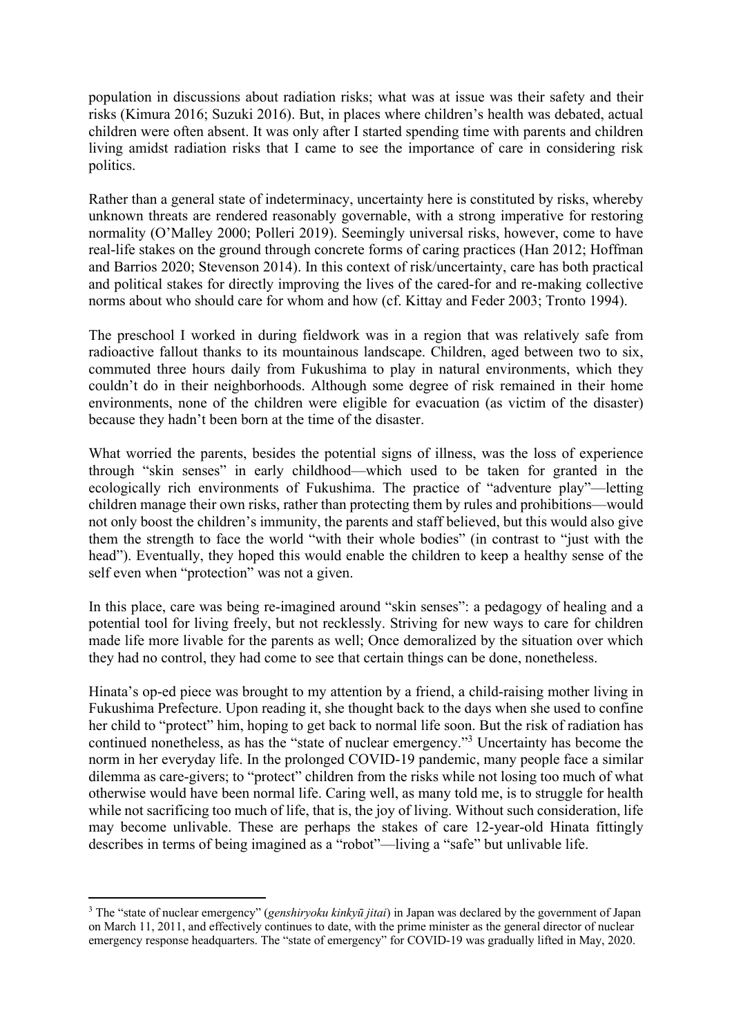population in discussions about radiation risks; what was at issue was their safety and their risks (Kimura 2016; Suzuki 2016). But, in places where children's health was debated, actual children were often absent. It was only after I started spending time with parents and children living amidst radiation risks that I came to see the importance of care in considering risk politics.

Rather than a general state of indeterminacy, uncertainty here is constituted by risks, whereby unknown threats are rendered reasonably governable, with a strong imperative for restoring normality (O'Malley 2000; Polleri 2019). Seemingly universal risks, however, come to have real-life stakes on the ground through concrete forms of caring practices (Han 2012; Hoffman and Barrios 2020; Stevenson 2014). In this context of risk/uncertainty, care has both practical and political stakes for directly improving the lives of the cared-for and re-making collective norms about who should care for whom and how (cf. Kittay and Feder 2003; Tronto 1994).

The preschool I worked in during fieldwork was in a region that was relatively safe from radioactive fallout thanks to its mountainous landscape. Children, aged between two to six, commuted three hours daily from Fukushima to play in natural environments, which they couldn't do in their neighborhoods. Although some degree of risk remained in their home environments, none of the children were eligible for evacuation (as victim of the disaster) because they hadn't been born at the time of the disaster.

What worried the parents, besides the potential signs of illness, was the loss of experience through "skin senses" in early childhood—which used to be taken for granted in the ecologically rich environments of Fukushima. The practice of "adventure play"—letting children manage their own risks, rather than protecting them by rules and prohibitions—would not only boost the children's immunity, the parents and staff believed, but this would also give them the strength to face the world "with their whole bodies" (in contrast to "just with the head"). Eventually, they hoped this would enable the children to keep a healthy sense of the self even when "protection" was not a given.

In this place, care was being re-imagined around "skin senses": a pedagogy of healing and a potential tool for living freely, but not recklessly. Striving for new ways to care for children made life more livable for the parents as well; Once demoralized by the situation over which they had no control, they had come to see that certain things can be done, nonetheless.

Hinata's op-ed piece was brought to my attention by a friend, a child-raising mother living in Fukushima Prefecture. Upon reading it, she thought back to the days when she used to confine her child to "protect" him, hoping to get back to normal life soon. But the risk of radiation has continued nonetheless, as has the "state of nuclear emergency."[3] Uncertainty has become the norm in her everyday life. In the prolonged COVID-19 pandemic, many people face a similar dilemma as care-givers; to "protect" children from the risks while not losing too much of what otherwise would have been normal life. Caring well, as many told me, is to struggle for health while not sacrificing too much of life, that is, the joy of living. Without such consideration, life may become unlivable. These are perhaps the stakes of care 12-year-old Hinata fittingly describes in terms of being imagined as a "robot"—living a "safe" but unlivable life.

---

[3] The "state of nuclear emergency" (*genshiryoku kinkyū jitai*) in Japan was declared by the government of Japan on March 11, 2011, and effectively continues to date, with the prime minister as the general director of nuclear emergency response headquarters. The "state of emergency" for COVID-19 was gradually lifted in May, 2020.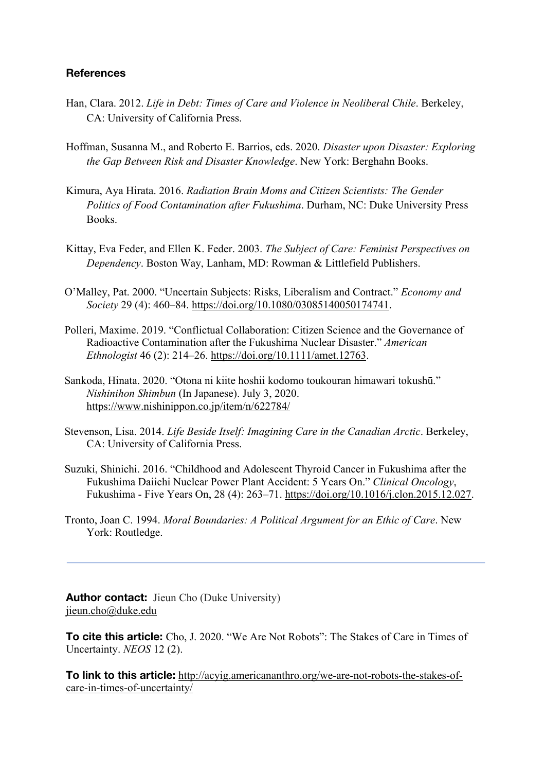### References

Han, Clara. 2012. *Life in Debt: Times of Care and Violence in Neoliberal Chile*. Berkeley, CA: University of California Press.

Hoffman, Susanna M., and Roberto E. Barrios, eds. 2020. *Disaster upon Disaster: Exploring the Gap Between Risk and Disaster Knowledge*. New York: Berghahn Books.

Kimura, Aya Hirata. 2016. *Radiation Brain Moms and Citizen Scientists: The Gender Politics of Food Contamination after Fukushima*. Durham, NC: Duke University Press Books.

Kittay, Eva Feder, and Ellen K. Feder. 2003. *The Subject of Care: Feminist Perspectives on Dependency*. Boston Way, Lanham, MD: Rowman & Littlefield Publishers.

O'Malley, Pat. 2000. "Uncertain Subjects: Risks, Liberalism and Contract." *Economy and Society* 29 (4): 460–84. https://doi.org/10.1080/03085140050174741.

Polleri, Maxime. 2019. "Conflictual Collaboration: Citizen Science and the Governance of Radioactive Contamination after the Fukushima Nuclear Disaster." *American Ethnologist* 46 (2): 214–26. https://doi.org/10.1111/amet.12763.

Sankoda, Hinata. 2020. "Otona ni kiite hoshii kodomo toukouran himawari tokushū." *Nishinihon Shimbun* (In Japanese). July 3, 2020. https://www.nishinippon.co.jp/item/n/622784/

Stevenson, Lisa. 2014. *Life Beside Itself: Imagining Care in the Canadian Arctic*. Berkeley, CA: University of California Press.

Suzuki, Shinichi. 2016. "Childhood and Adolescent Thyroid Cancer in Fukushima after the Fukushima Daiichi Nuclear Power Plant Accident: 5 Years On." *Clinical Oncology*, Fukushima - Five Years On, 28 (4): 263–71. https://doi.org/10.1016/j.clon.2015.12.027.

Tronto, Joan C. 1994. *Moral Boundaries: A Political Argument for an Ethic of Care*. New York: Routledge.

---

**Author contact:** Jieun Cho (Duke University)
jieun.cho@duke.edu

**To cite this article:** Cho, J. 2020. "We Are Not Robots": The Stakes of Care in Times of Uncertainty. *NEOS* 12 (2).

**To link to this article:** http://acyig.americananthro.org/we-are-not-robots-the-stakes-of-care-in-times-of-uncertainty/